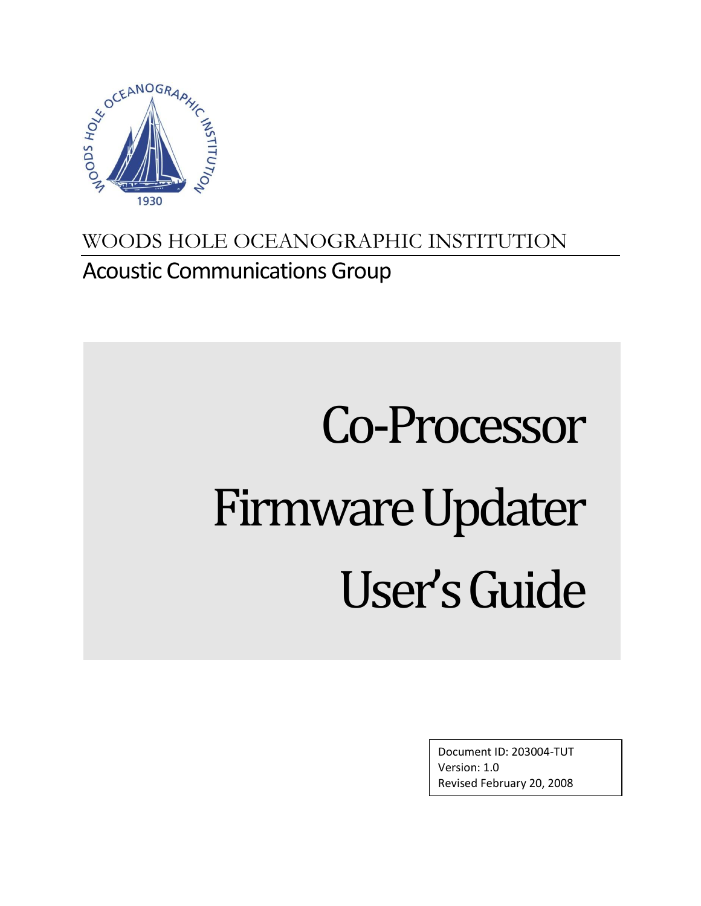WOODS HOLE OCEANOGRAPHIC INSTITUTION

Acoustic Communications Group

# Co-Processor Firmware Updater User's Guide

Document ID: 203004-TUT
Version: 1.0
Revised February 20, 2008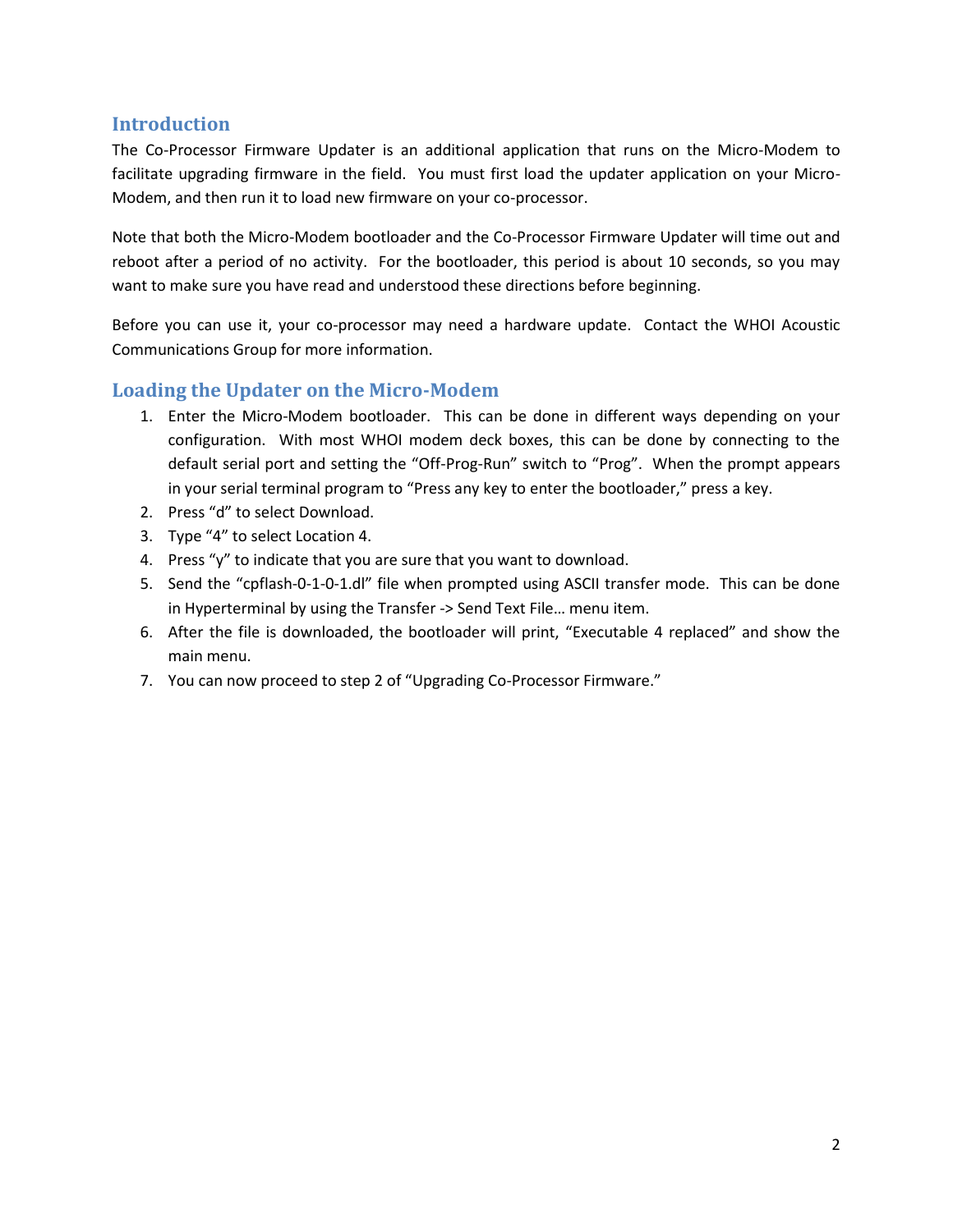## Introduction

The Co-Processor Firmware Updater is an additional application that runs on the Micro-Modem to facilitate upgrading firmware in the field. You must first load the updater application on your Micro-Modem, and then run it to load new firmware on your co-processor.

Note that both the Micro-Modem bootloader and the Co-Processor Firmware Updater will time out and reboot after a period of no activity. For the bootloader, this period is about 10 seconds, so you may want to make sure you have read and understood these directions before beginning.

Before you can use it, your co-processor may need a hardware update. Contact the WHOI Acoustic Communications Group for more information.

## Loading the Updater on the Micro-Modem

1. Enter the Micro-Modem bootloader. This can be done in different ways depending on your configuration. With most WHOI modem deck boxes, this can be done by connecting to the default serial port and setting the “Off-Prog-Run” switch to “Prog”. When the prompt appears in your serial terminal program to “Press any key to enter the bootloader,” press a key.
2. Press “d” to select Download.
3. Type “4” to select Location 4.
4. Press “y” to indicate that you are sure that you want to download.
5. Send the “cpflash-0-1-0-1.dl” file when prompted using ASCII transfer mode. This can be done in Hyperterminal by using the Transfer -> Send Text File… menu item.
6. After the file is downloaded, the bootloader will print, “Executable 4 replaced” and show the main menu.
7. You can now proceed to step 2 of “Upgrading Co-Processor Firmware.”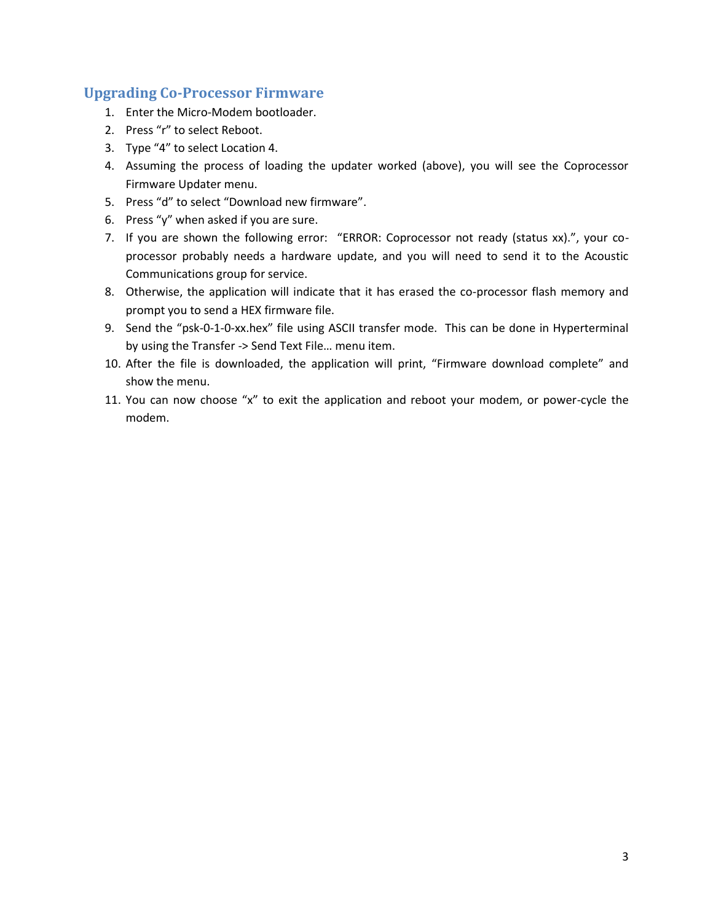## Upgrading Co-Processor Firmware

1. Enter the Micro-Modem bootloader.
2. Press “r” to select Reboot.
3. Type “4” to select Location 4.
4. Assuming the process of loading the updater worked (above), you will see the Coprocessor Firmware Updater menu.
5. Press “d” to select “Download new firmware”.
6. Press “y” when asked if you are sure.
7. If you are shown the following error: “ERROR: Coprocessor not ready (status xx).”, your co-processor probably needs a hardware update, and you will need to send it to the Acoustic Communications group for service.
8. Otherwise, the application will indicate that it has erased the co-processor flash memory and prompt you to send a HEX firmware file.
9. Send the “psk-0-1-0-xx.hex” file using ASCII transfer mode. This can be done in Hyperterminal by using the Transfer -> Send Text File… menu item.
10. After the file is downloaded, the application will print, “Firmware download complete” and show the menu.
11. You can now choose “x” to exit the application and reboot your modem, or power-cycle the modem.